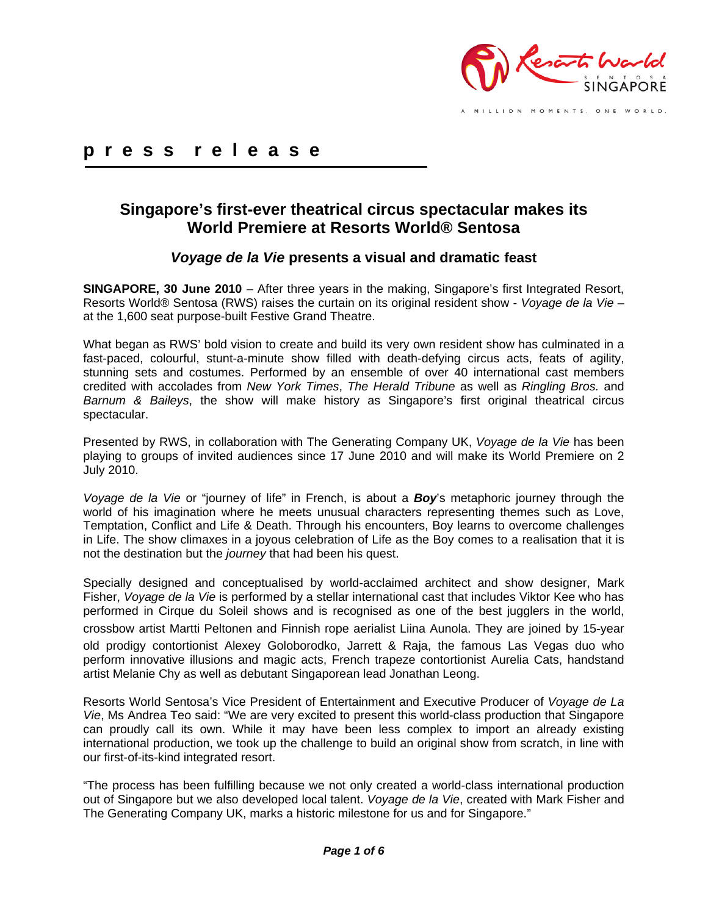**press release**

# Singapore's first-ever theatrical circus spectacular makes its World Premiere at Resorts World® Sentosa

## *Voyage de la Vie* presents a visual and dramatic feast

**SINGAPORE, 30 June 2010** – After three years in the making, Singapore's first Integrated Resort, Resorts World® Sentosa (RWS) raises the curtain on its original resident show - *Voyage de la Vie* – at the 1,600 seat purpose-built Festive Grand Theatre.

What began as RWS' bold vision to create and build its very own resident show has culminated in a fast-paced, colourful, stunt-a-minute show filled with death-defying circus acts, feats of agility, stunning sets and costumes. Performed by an ensemble of over 40 international cast members credited with accolades from *New York Times*, *The Herald Tribune* as well as *Ringling Bros.* and *Barnum & Baileys*, the show will make history as Singapore's first original theatrical circus spectacular.

Presented by RWS, in collaboration with The Generating Company UK, *Voyage de la Vie* has been playing to groups of invited audiences since 17 June 2010 and will make its World Premiere on 2 July 2010.

*Voyage de la Vie* or "journey of life" in French, is about a ***Boy***'s metaphoric journey through the world of his imagination where he meets unusual characters representing themes such as Love, Temptation, Conflict and Life & Death. Through his encounters, Boy learns to overcome challenges in Life. The show climaxes in a joyous celebration of Life as the Boy comes to a realisation that it is not the destination but the *journey* that had been his quest.

Specially designed and conceptualised by world-acclaimed architect and show designer, Mark Fisher, *Voyage de la Vie* is performed by a stellar international cast that includes Viktor Kee who has performed in Cirque du Soleil shows and is recognised as one of the best jugglers in the world, crossbow artist Martti Peltonen and Finnish rope aerialist Liina Aunola. They are joined by 15-year old prodigy contortionist Alexey Goloborodko, Jarrett & Raja, the famous Las Vegas duo who perform innovative illusions and magic acts, French trapeze contortionist Aurelia Cats, handstand artist Melanie Chy as well as debutant Singaporean lead Jonathan Leong.

Resorts World Sentosa's Vice President of Entertainment and Executive Producer of *Voyage de La Vie*, Ms Andrea Teo said: "We are very excited to present this world-class production that Singapore can proudly call its own. While it may have been less complex to import an already existing international production, we took up the challenge to build an original show from scratch, in line with our first-of-its-kind integrated resort.

"The process has been fulfilling because we not only created a world-class international production out of Singapore but we also developed local talent. *Voyage de la Vie*, created with Mark Fisher and The Generating Company UK, marks a historic milestone for us and for Singapore."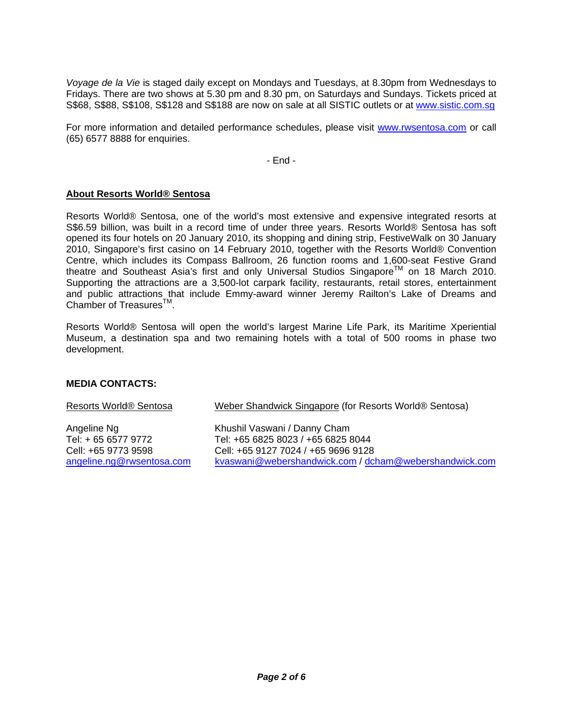*Voyage de la Vie* is staged daily except on Mondays and Tuesdays, at 8.30pm from Wednesdays to Fridays. There are two shows at 5.30 pm and 8.30 pm, on Saturdays and Sundays. Tickets priced at S$68, S$88, S$108, S$128 and S$188 are now on sale at all SISTIC outlets or at www.sistic.com.sg

For more information and detailed performance schedules, please visit www.rwsentosa.com or call (65) 6577 8888 for enquiries.

- End -

**About Resorts World® Sentosa**

Resorts World® Sentosa, one of the world's most extensive and expensive integrated resorts at S$6.59 billion, was built in a record time of under three years. Resorts World® Sentosa has soft opened its four hotels on 20 January 2010, its shopping and dining strip, FestiveWalk on 30 January 2010, Singapore's first casino on 14 February 2010, together with the Resorts World® Convention Centre, which includes its Compass Ballroom, 26 function rooms and 1,600-seat Festive Grand theatre and Southeast Asia's first and only Universal Studios Singapore™ on 18 March 2010. Supporting the attractions are a 3,500-lot carpark facility, restaurants, retail stores, entertainment and public attractions that include Emmy-award winner Jeremy Railton's Lake of Dreams and Chamber of Treasures™.

Resorts World® Sentosa will open the world's largest Marine Life Park, its Maritime Xperiential Museum, a destination spa and two remaining hotels with a total of 500 rooms in phase two development.

**MEDIA CONTACTS:**

| Resorts World® Sentosa | Weber Shandwick Singapore (for Resorts World® Sentosa) |
|---|---|
| Angeline Ng | Khushil Vaswani / Danny Cham |
| Tel: + 65 6577 9772 | Tel: +65 6825 8023 / +65 6825 8044 |
| Cell: +65 9773 9598 | Cell: +65 9127 7024 / +65 9696 9128 |
| angeline.ng@rwsentosa.com | kvaswani@webershandwick.com / dcham@webershandwick.com |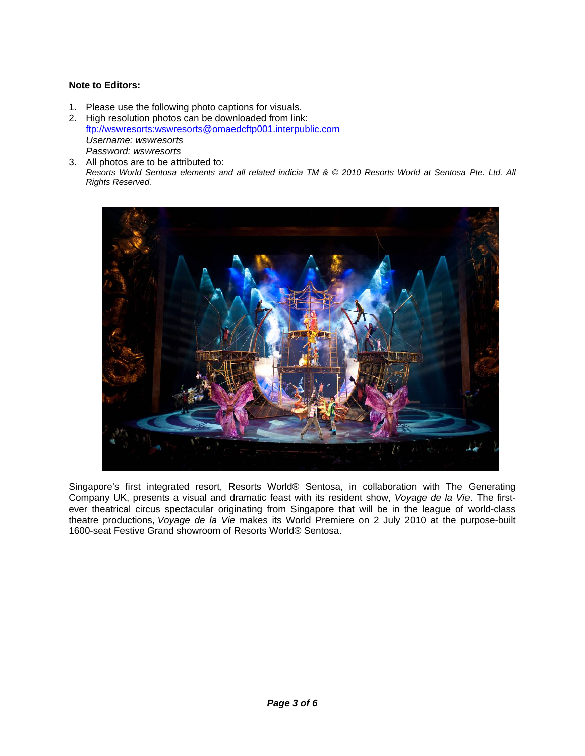**Note to Editors:**

1. Please use the following photo captions for visuals.
2. High resolution photos can be downloaded from link: [ftp://wswresorts:wswresorts@omaedcftp001.interpublic.com](ftp://wswresorts:wswresorts@omaedcftp001.interpublic.com)
   *Username: wswresorts*
   *Password: wswresorts*
3. All photos are to be attributed to:
   *Resorts World Sentosa elements and all related indicia TM & © 2010 Resorts World at Sentosa Pte. Ltd. All Rights Reserved.*

Singapore's first integrated resort, Resorts World® Sentosa, in collaboration with The Generating Company UK, presents a visual and dramatic feast with its resident show, *Voyage de la Vie*. The first-ever theatrical circus spectacular originating from Singapore that will be in the league of world-class theatre productions, *Voyage de la Vie* makes its World Premiere on 2 July 2010 at the purpose-built 1600-seat Festive Grand showroom of Resorts World® Sentosa.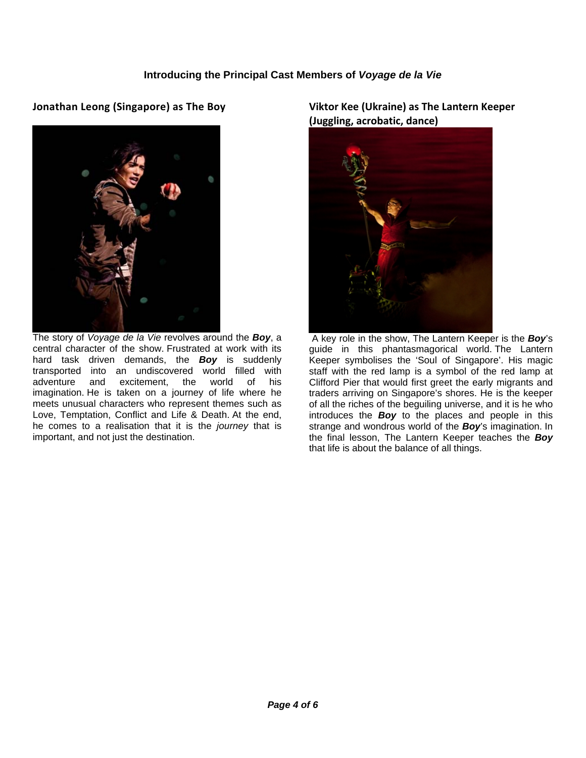### Introducing the Principal Cast Members of *Voyage de la Vie*

## Jonathan Leong (Singapore) as The Boy

The story of *Voyage de la Vie* revolves around the ***Boy***, a central character of the show. Frustrated at work with its hard task driven demands, the ***Boy*** is suddenly transported into an undiscovered world filled with adventure and excitement, the world of his imagination. He is taken on a journey of life where he meets unusual characters who represent themes such as Love, Temptation, Conflict and Life & Death. At the end, he comes to a realisation that it is the *journey* that is important, and not just the destination.

## Viktor Kee (Ukraine) as The Lantern Keeper (Juggling, acrobatic, dance)

A key role in the show, The Lantern Keeper is the ***Boy***'s guide in this phantasmagorical world. The Lantern Keeper symbolises the 'Soul of Singapore'. His magic staff with the red lamp is a symbol of the red lamp at Clifford Pier that would first greet the early migrants and traders arriving on Singapore's shores. He is the keeper of all the riches of the beguiling universe, and it is he who introduces the ***Boy*** to the places and people in this strange and wondrous world of the ***Boy***'s imagination. In the final lesson, The Lantern Keeper teaches the ***Boy*** that life is about the balance of all things.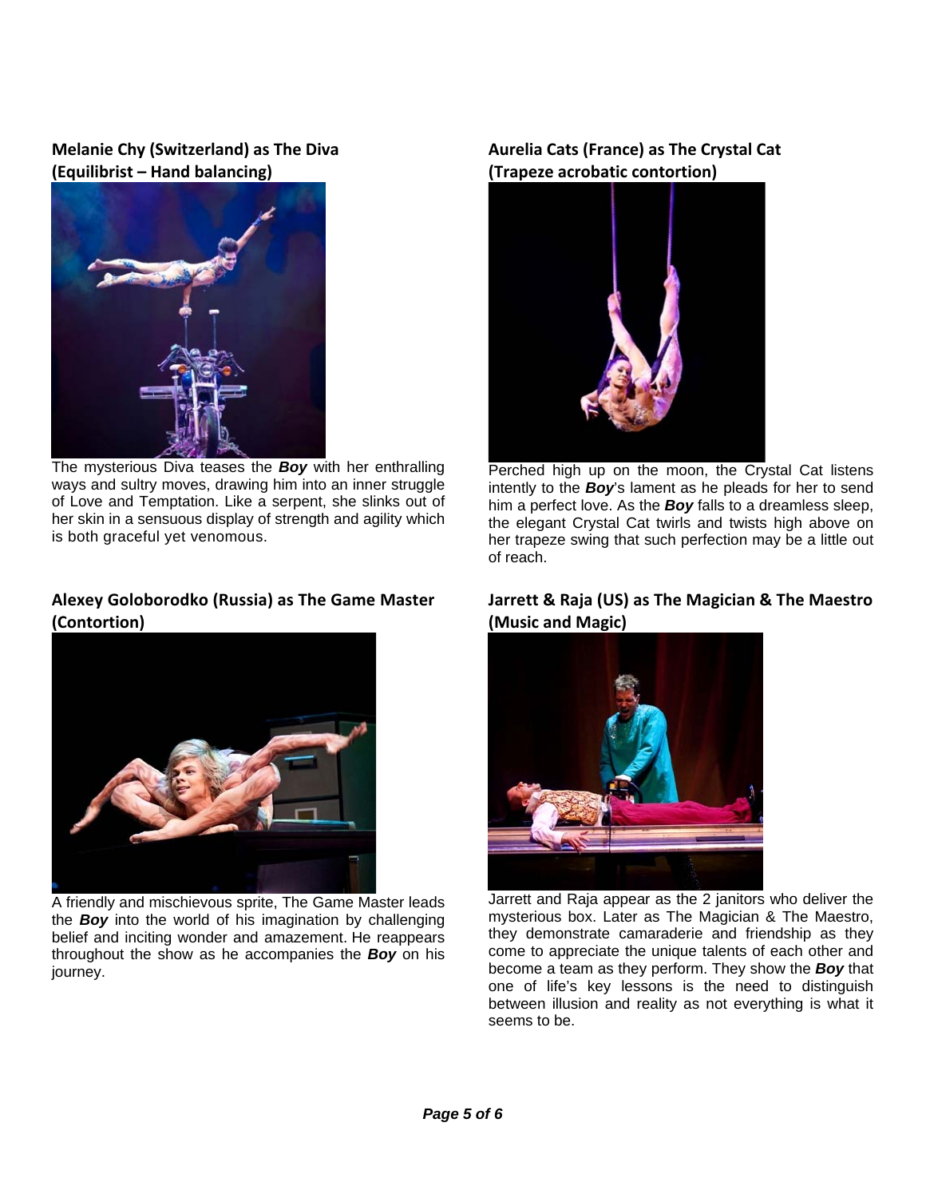**Melanie Chy (Switzerland) as The Diva (Equilibrist – Hand balancing)**

The mysterious Diva teases the ***Boy*** with her enthralling ways and sultry moves, drawing him into an inner struggle of Love and Temptation. Like a serpent, she slinks out of her skin in a sensuous display of strength and agility which is both graceful yet venomous.

**Alexey Goloborodko (Russia) as The Game Master (Contortion)**

A friendly and mischievous sprite, The Game Master leads the ***Boy*** into the world of his imagination by challenging belief and inciting wonder and amazement. He reappears throughout the show as he accompanies the ***Boy*** on his journey.

**Aurelia Cats (France) as The Crystal Cat (Trapeze acrobatic contortion)**

Perched high up on the moon, the Crystal Cat listens intently to the ***Boy***'s lament as he pleads for her to send him a perfect love. As the ***Boy*** falls to a dreamless sleep, the elegant Crystal Cat twirls and twists high above on her trapeze swing that such perfection may be a little out of reach.

**Jarrett & Raja (US) as The Magician & The Maestro (Music and Magic)**

Jarrett and Raja appear as the 2 janitors who deliver the mysterious box. Later as The Magician & The Maestro, they demonstrate camaraderie and friendship as they come to appreciate the unique talents of each other and become a team as they perform. They show the ***Boy*** that one of life's key lessons is the need to distinguish between illusion and reality as not everything is what it seems to be.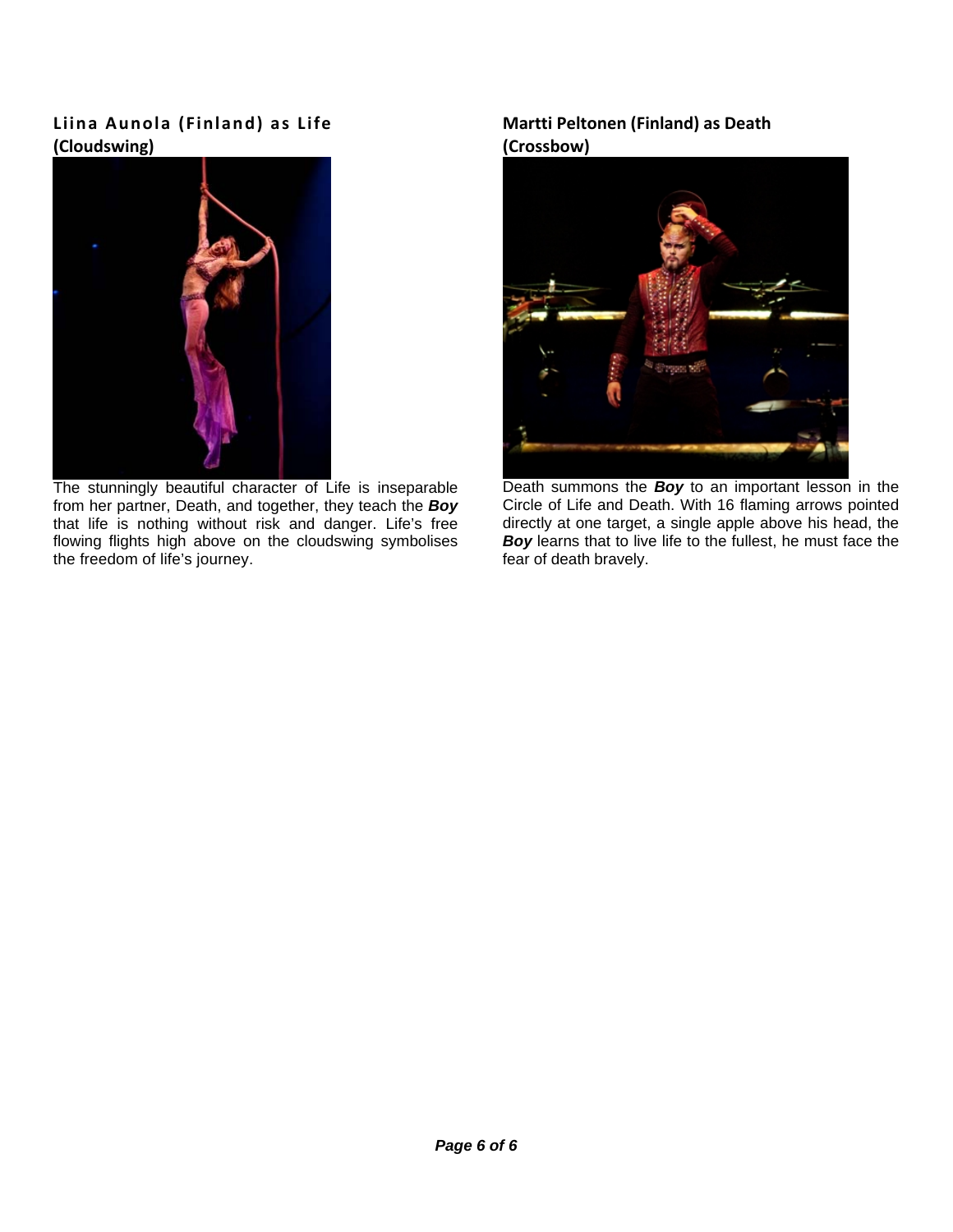### Liina Aunola (Finland) as Life (Cloudswing)

The stunningly beautiful character of Life is inseparable from her partner, Death, and together, they teach the ***Boy*** that life is nothing without risk and danger. Life's free flowing flights high above on the cloudswing symbolises the freedom of life's journey.

### Martti Peltonen (Finland) as Death (Crossbow)

Death summons the ***Boy*** to an important lesson in the Circle of Life and Death. With 16 flaming arrows pointed directly at one target, a single apple above his head, the ***Boy*** learns that to live life to the fullest, he must face the fear of death bravely.